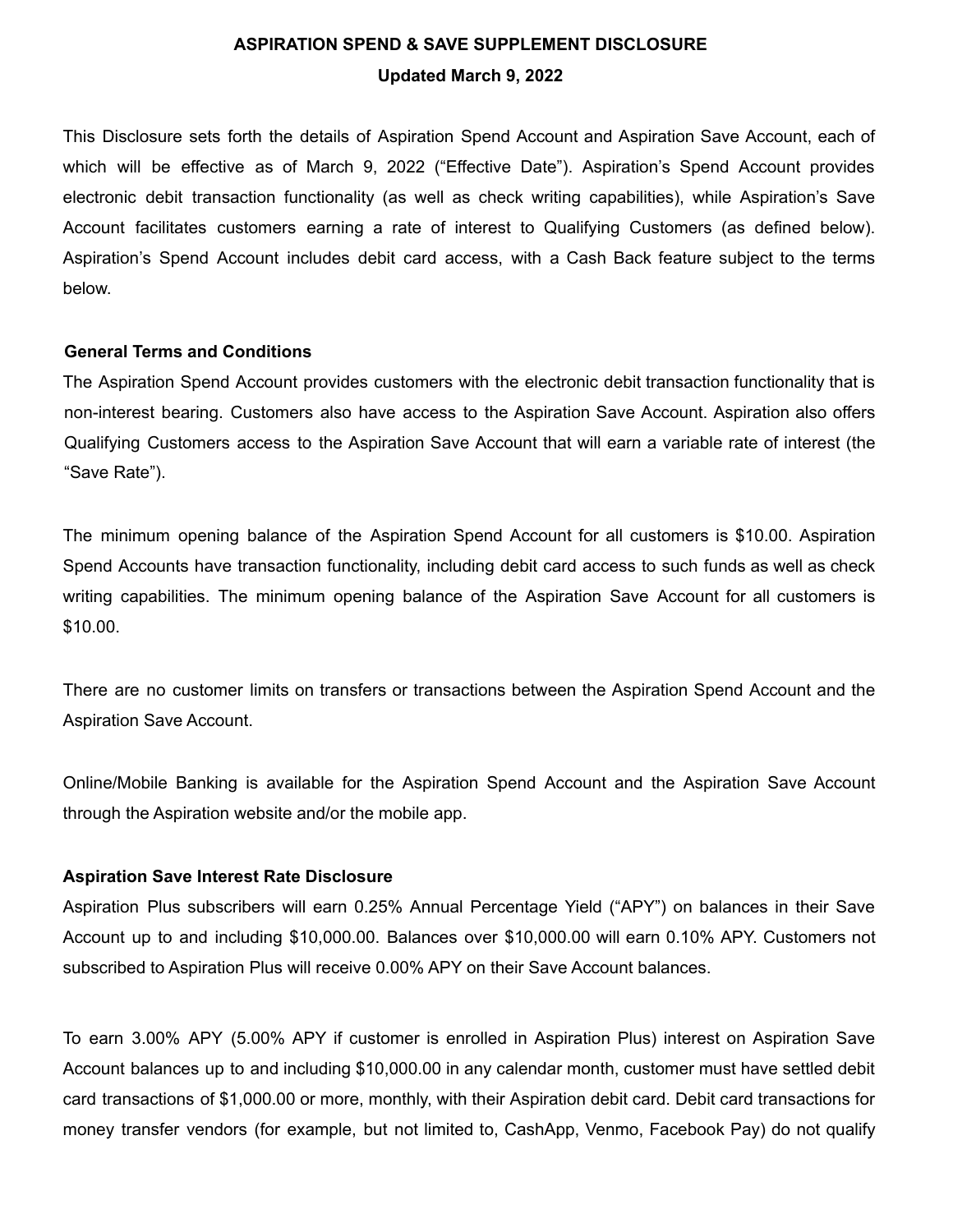# ASPIRATION SPEND & SAVE SUPPLEMENT DISCLOSURE

**Updated March 9, 2022**

This Disclosure sets forth the details of Aspiration Spend Account and Aspiration Save Account, each of which will be effective as of March 9, 2022 ("Effective Date"). Aspiration's Spend Account provides electronic debit transaction functionality (as well as check writing capabilities), while Aspiration's Save Account facilitates customers earning a rate of interest to Qualifying Customers (as defined below). Aspiration's Spend Account includes debit card access, with a Cash Back feature subject to the terms below.

## General Terms and Conditions

The Aspiration Spend Account provides customers with the electronic debit transaction functionality that is non-interest bearing. Customers also have access to the Aspiration Save Account. Aspiration also offers Qualifying Customers access to the Aspiration Save Account that will earn a variable rate of interest (the "Save Rate").

The minimum opening balance of the Aspiration Spend Account for all customers is $10.00. Aspiration Spend Accounts have transaction functionality, including debit card access to such funds as well as check writing capabilities. The minimum opening balance of the Aspiration Save Account for all customers is $10.00.

There are no customer limits on transfers or transactions between the Aspiration Spend Account and the Aspiration Save Account.

Online/Mobile Banking is available for the Aspiration Spend Account and the Aspiration Save Account through the Aspiration website and/or the mobile app.

## Aspiration Save Interest Rate Disclosure

Aspiration Plus subscribers will earn 0.25% Annual Percentage Yield ("APY") on balances in their Save Account up to and including $10,000.00. Balances over $10,000.00 will earn 0.10% APY. Customers not subscribed to Aspiration Plus will receive 0.00% APY on their Save Account balances.

To earn 3.00% APY (5.00% APY if customer is enrolled in Aspiration Plus) interest on Aspiration Save Account balances up to and including $10,000.00 in any calendar month, customer must have settled debit card transactions of $1,000.00 or more, monthly, with their Aspiration debit card. Debit card transactions for money transfer vendors (for example, but not limited to, CashApp, Venmo, Facebook Pay) do not qualify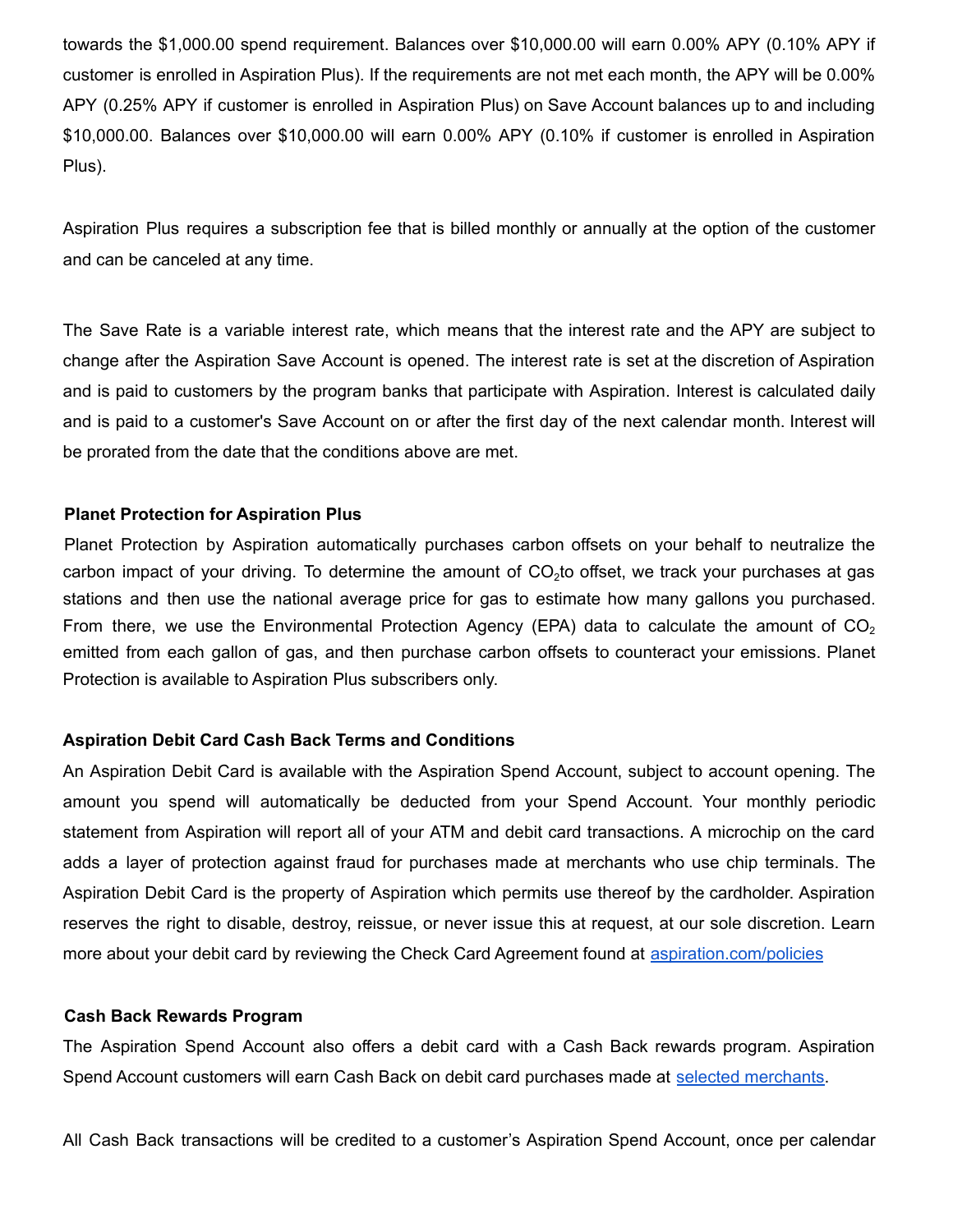towards the $1,000.00 spend requirement. Balances over $10,000.00 will earn 0.00% APY (0.10% APY if customer is enrolled in Aspiration Plus). If the requirements are not met each month, the APY will be 0.00% APY (0.25% APY if customer is enrolled in Aspiration Plus) on Save Account balances up to and including $10,000.00. Balances over $10,000.00 will earn 0.00% APY (0.10% if customer is enrolled in Aspiration Plus).

Aspiration Plus requires a subscription fee that is billed monthly or annually at the option of the customer and can be canceled at any time.

The Save Rate is a variable interest rate, which means that the interest rate and the APY are subject to change after the Aspiration Save Account is opened. The interest rate is set at the discretion of Aspiration and is paid to customers by the program banks that participate with Aspiration. Interest is calculated daily and is paid to a customer's Save Account on or after the first day of the next calendar month. Interest will be prorated from the date that the conditions above are met.

**Planet Protection for Aspiration Plus**

Planet Protection by Aspiration automatically purchases carbon offsets on your behalf to neutralize the carbon impact of your driving. To determine the amount of $CO_2$ to offset, we track your purchases at gas stations and then use the national average price for gas to estimate how many gallons you purchased. From there, we use the Environmental Protection Agency (EPA) data to calculate the amount of $CO_2$ emitted from each gallon of gas, and then purchase carbon offsets to counteract your emissions. Planet Protection is available to Aspiration Plus subscribers only.

**Aspiration Debit Card Cash Back Terms and Conditions**

An Aspiration Debit Card is available with the Aspiration Spend Account, subject to account opening. The amount you spend will automatically be deducted from your Spend Account. Your monthly periodic statement from Aspiration will report all of your ATM and debit card transactions. A microchip on the card adds a layer of protection against fraud for purchases made at merchants who use chip terminals. The Aspiration Debit Card is the property of Aspiration which permits use thereof by the cardholder. Aspiration reserves the right to disable, destroy, reissue, or never issue this at request, at our sole discretion. Learn more about your debit card by reviewing the Check Card Agreement found at [aspiration.com/policies](aspiration.com/policies)

**Cash Back Rewards Program**

The Aspiration Spend Account also offers a debit card with a Cash Back rewards program. Aspiration Spend Account customers will earn Cash Back on debit card purchases made at selected merchants.

All Cash Back transactions will be credited to a customer's Aspiration Spend Account, once per calendar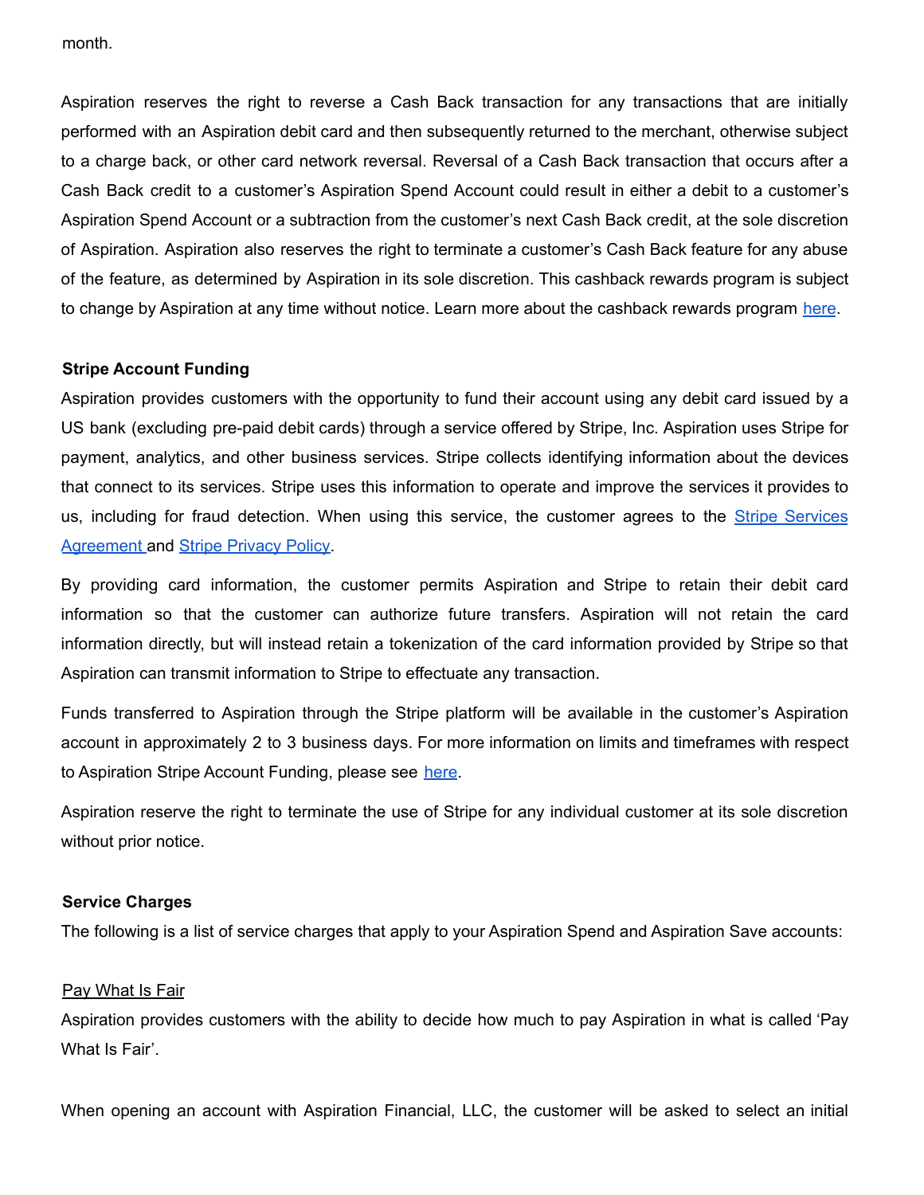month.

Aspiration reserves the right to reverse a Cash Back transaction for any transactions that are initially performed with an Aspiration debit card and then subsequently returned to the merchant, otherwise subject to a charge back, or other card network reversal. Reversal of a Cash Back transaction that occurs after a Cash Back credit to a customer's Aspiration Spend Account could result in either a debit to a customer's Aspiration Spend Account or a subtraction from the customer's next Cash Back credit, at the sole discretion of Aspiration. Aspiration also reserves the right to terminate a customer's Cash Back feature for any abuse of the feature, as determined by Aspiration in its sole discretion. This cashback rewards program is subject to change by Aspiration at any time without notice. Learn more about the cashback rewards program here.

**Stripe Account Funding**

Aspiration provides customers with the opportunity to fund their account using any debit card issued by a US bank (excluding pre-paid debit cards) through a service offered by Stripe, Inc. Aspiration uses Stripe for payment, analytics, and other business services. Stripe collects identifying information about the devices that connect to its services. Stripe uses this information to operate and improve the services it provides to us, including for fraud detection. When using this service, the customer agrees to the Stripe Services Agreement and Stripe Privacy Policy.

By providing card information, the customer permits Aspiration and Stripe to retain their debit card information so that the customer can authorize future transfers. Aspiration will not retain the card information directly, but will instead retain a tokenization of the card information provided by Stripe so that Aspiration can transmit information to Stripe to effectuate any transaction.

Funds transferred to Aspiration through the Stripe platform will be available in the customer's Aspiration account in approximately 2 to 3 business days. For more information on limits and timeframes with respect to Aspiration Stripe Account Funding, please see here.

Aspiration reserve the right to terminate the use of Stripe for any individual customer at its sole discretion without prior notice.

**Service Charges**

The following is a list of service charges that apply to your Aspiration Spend and Aspiration Save accounts:

Pay What Is Fair

Aspiration provides customers with the ability to decide how much to pay Aspiration in what is called 'Pay What Is Fair'.

When opening an account with Aspiration Financial, LLC, the customer will be asked to select an initial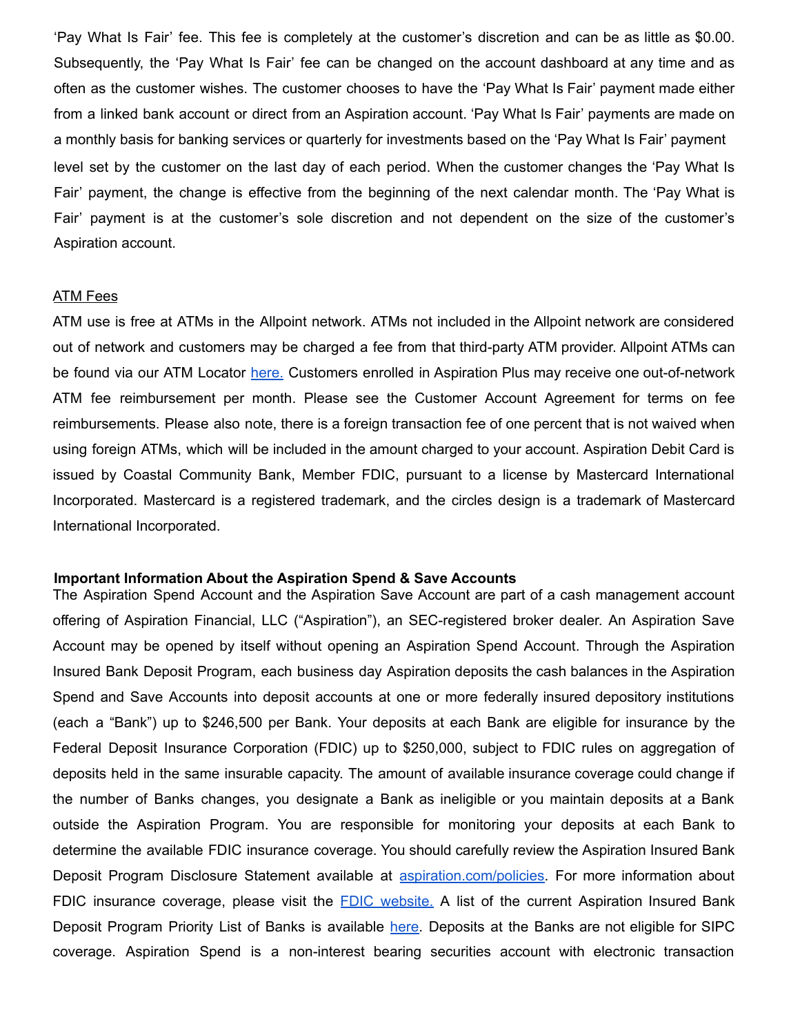'Pay What Is Fair' fee. This fee is completely at the customer's discretion and can be as little as $0.00. Subsequently, the 'Pay What Is Fair' fee can be changed on the account dashboard at any time and as often as the customer wishes. The customer chooses to have the 'Pay What Is Fair' payment made either from a linked bank account or direct from an Aspiration account. 'Pay What Is Fair' payments are made on a monthly basis for banking services or quarterly for investments based on the 'Pay What Is Fair' payment level set by the customer on the last day of each period. When the customer changes the 'Pay What Is Fair' payment, the change is effective from the beginning of the next calendar month. The 'Pay What is Fair' payment is at the customer's sole discretion and not dependent on the size of the customer's Aspiration account.

<u>ATM Fees</u>

ATM use is free at ATMs in the Allpoint network. ATMs not included in the Allpoint network are considered out of network and customers may be charged a fee from that third-party ATM provider. Allpoint ATMs can be found via our ATM Locator [here.](#) Customers enrolled in Aspiration Plus may receive one out-of-network ATM fee reimbursement per month. Please see the Customer Account Agreement for terms on fee reimbursements. Please also note, there is a foreign transaction fee of one percent that is not waived when using foreign ATMs, which will be included in the amount charged to your account. Aspiration Debit Card is issued by Coastal Community Bank, Member FDIC, pursuant to a license by Mastercard International Incorporated. Mastercard is a registered trademark, and the circles design is a trademark of Mastercard International Incorporated.

**Important Information About the Aspiration Spend & Save Accounts**

The Aspiration Spend Account and the Aspiration Save Account are part of a cash management account offering of Aspiration Financial, LLC ("Aspiration"), an SEC-registered broker dealer. An Aspiration Save Account may be opened by itself without opening an Aspiration Spend Account. Through the Aspiration Insured Bank Deposit Program, each business day Aspiration deposits the cash balances in the Aspiration Spend and Save Accounts into deposit accounts at one or more federally insured depository institutions (each a "Bank") up to $246,500 per Bank. Your deposits at each Bank are eligible for insurance by the Federal Deposit Insurance Corporation (FDIC) up to $250,000, subject to FDIC rules on aggregation of deposits held in the same insurable capacity. The amount of available insurance coverage could change if the number of Banks changes, you designate a Bank as ineligible or you maintain deposits at a Bank outside the Aspiration Program. You are responsible for monitoring your deposits at each Bank to determine the available FDIC insurance coverage. You should carefully review the Aspiration Insured Bank Deposit Program Disclosure Statement available at [aspiration.com/policies](#). For more information about FDIC insurance coverage, please visit the [FDIC website.](#) A list of the current Aspiration Insured Bank Deposit Program Priority List of Banks is available [here](#). Deposits at the Banks are not eligible for SIPC coverage. Aspiration Spend is a non-interest bearing securities account with electronic transaction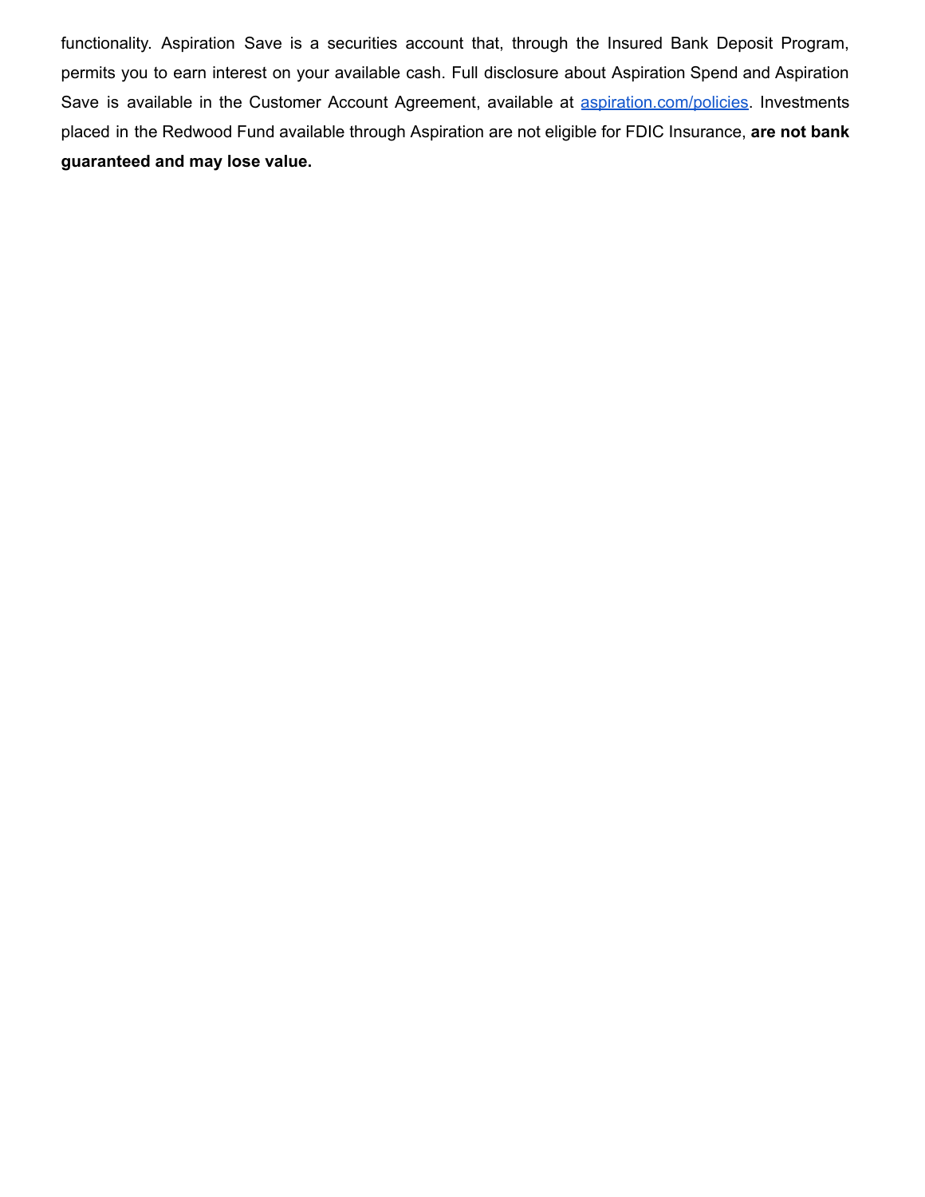functionality. Aspiration Save is a securities account that, through the Insured Bank Deposit Program, permits you to earn interest on your available cash. Full disclosure about Aspiration Spend and Aspiration Save is available in the Customer Account Agreement, available at [aspiration.com/policies](aspiration.com/policies). Investments placed in the Redwood Fund available through Aspiration are not eligible for FDIC Insurance, **are not bank guaranteed and may lose value.**